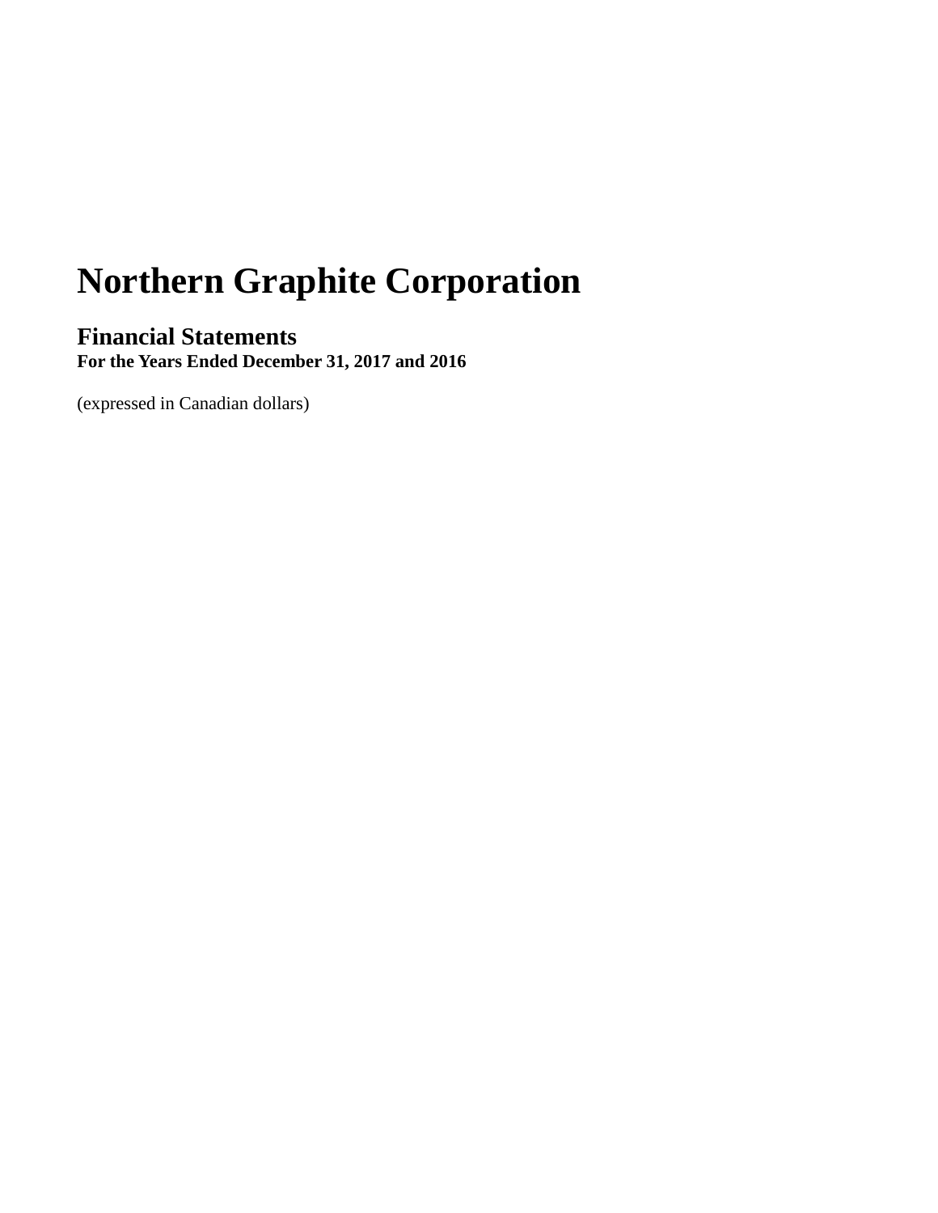# Northern Graphite Corporation

## Financial Statements

**For the Years Ended December 31, 2017 and 2016**

(expressed in Canadian dollars)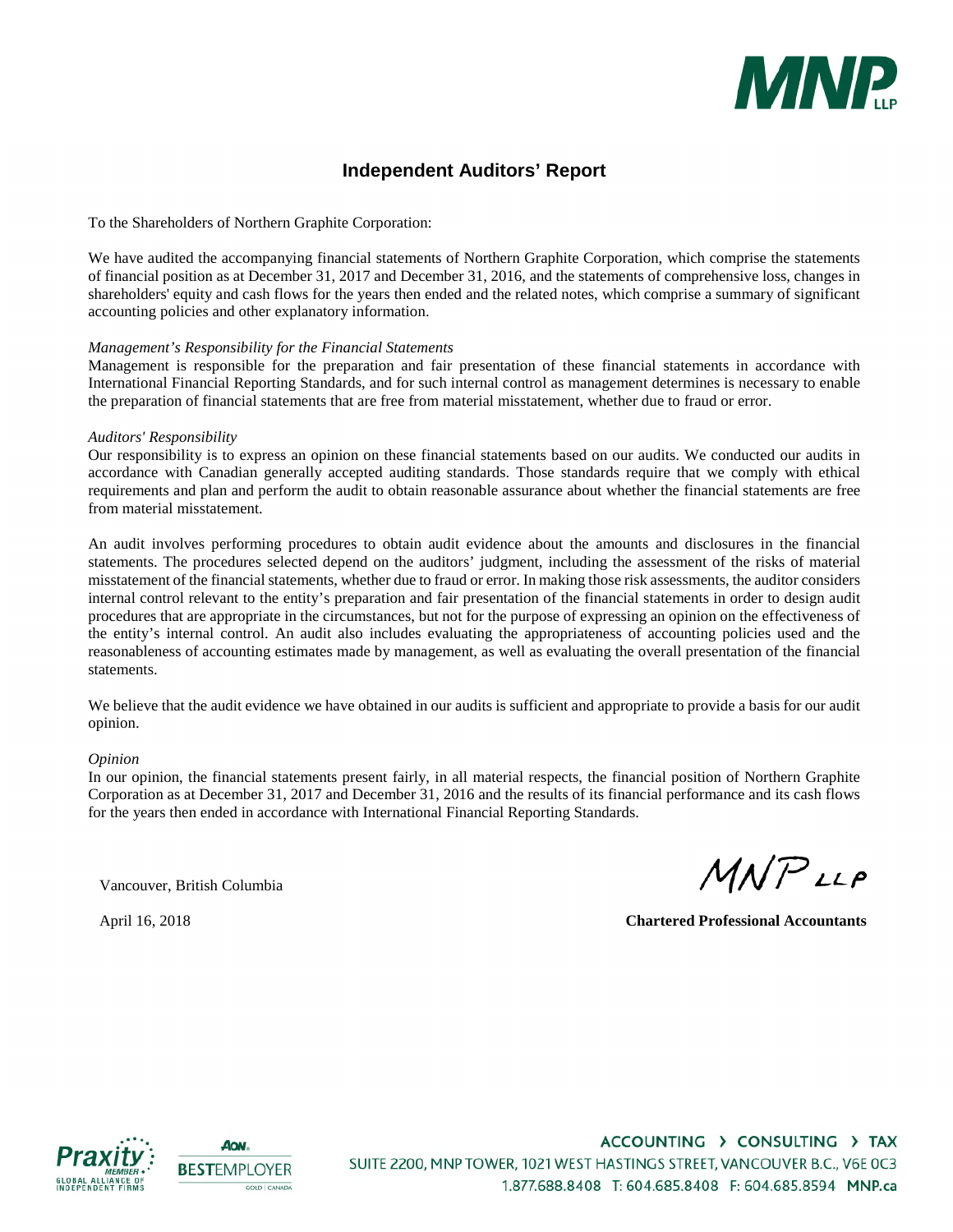MNP LLP

# Independent Auditors' Report

To the Shareholders of Northern Graphite Corporation:

We have audited the accompanying financial statements of Northern Graphite Corporation, which comprise the statements of financial position as at December 31, 2017 and December 31, 2016, and the statements of comprehensive loss, changes in shareholders' equity and cash flows for the years then ended and the related notes, which comprise a summary of significant accounting policies and other explanatory information.

*Management's Responsibility for the Financial Statements*

Management is responsible for the preparation and fair presentation of these financial statements in accordance with International Financial Reporting Standards, and for such internal control as management determines is necessary to enable the preparation of financial statements that are free from material misstatement, whether due to fraud or error.

*Auditors' Responsibility*

Our responsibility is to express an opinion on these financial statements based on our audits. We conducted our audits in accordance with Canadian generally accepted auditing standards. Those standards require that we comply with ethical requirements and plan and perform the audit to obtain reasonable assurance about whether the financial statements are free from material misstatement.

An audit involves performing procedures to obtain audit evidence about the amounts and disclosures in the financial statements. The procedures selected depend on the auditors' judgment, including the assessment of the risks of material misstatement of the financial statements, whether due to fraud or error. In making those risk assessments, the auditor considers internal control relevant to the entity's preparation and fair presentation of the financial statements in order to design audit procedures that are appropriate in the circumstances, but not for the purpose of expressing an opinion on the effectiveness of the entity's internal control. An audit also includes evaluating the appropriateness of accounting policies used and the reasonableness of accounting estimates made by management, as well as evaluating the overall presentation of the financial statements.

We believe that the audit evidence we have obtained in our audits is sufficient and appropriate to provide a basis for our audit opinion.

*Opinion*

In our opinion, the financial statements present fairly, in all material respects, the financial position of Northern Graphite Corporation as at December 31, 2017 and December 31, 2016 and the results of its financial performance and its cash flows for the years then ended in accordance with International Financial Reporting Standards.

Vancouver, British Columbia

April 16, 2018

MNP LLP

**Chartered Professional Accountants**

ACCOUNTING › CONSULTING › TAX

SUITE 2200, MNP TOWER, 1021 WEST HASTINGS STREET, VANCOUVER B.C., V6E 0C3

1.877.688.8408 T: 604.685.8408 F: 604.685.8594 **MNP.ca**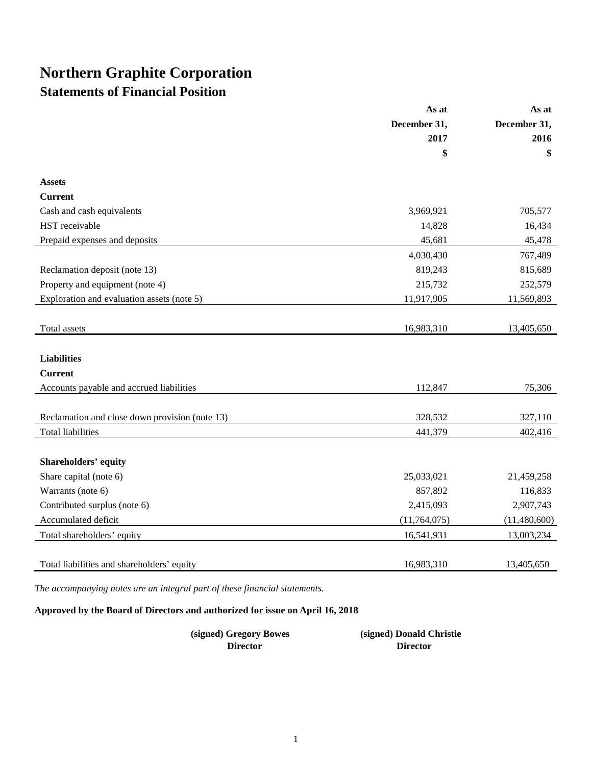# Northern Graphite Corporation

## Statements of Financial Position

| | As at December 31, 2017 $ | As at December 31, 2016 $ |
|---|---|---|
| **Assets** | | |
| **Current** | | |
| Cash and cash equivalents | 3,969,921 | 705,577 |
| HST receivable | 14,828 | 16,434 |
| Prepaid expenses and deposits | 45,681 | 45,478 |
| | 4,030,430 | 767,489 |
| Reclamation deposit (note 13) | 819,243 | 815,689 |
| Property and equipment (note 4) | 215,732 | 252,579 |
| Exploration and evaluation assets (note 5) | 11,917,905 | 11,569,893 |
| Total assets | 16,983,310 | 13,405,650 |
| **Liabilities** | | |
| **Current** | | |
| Accounts payable and accrued liabilities | 112,847 | 75,306 |
| Reclamation and close down provision (note 13) | 328,532 | 327,110 |
| Total liabilities | 441,379 | 402,416 |
| **Shareholders' equity** | | |
| Share capital (note 6) | 25,033,021 | 21,459,258 |
| Warrants (note 6) | 857,892 | 116,833 |
| Contributed surplus (note 6) | 2,415,093 | 2,907,743 |
| Accumulated deficit | (11,764,075) | (11,480,600) |
| Total shareholders' equity | 16,541,931 | 13,003,234 |
| Total liabilities and shareholders' equity | 16,983,310 | 13,405,650 |

*The accompanying notes are an integral part of these financial statements.*

**Approved by the Board of Directors and authorized for issue on April 16, 2018**

**(signed) Gregory Bowes**
**Director**

**(signed) Donald Christie**
**Director**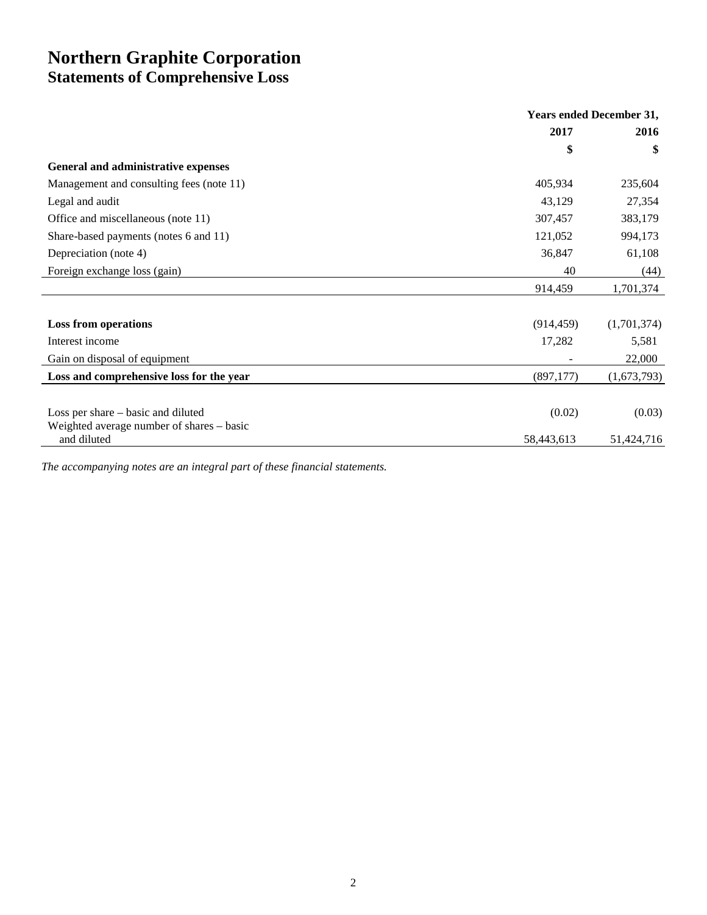# Northern Graphite Corporation
## Statements of Comprehensive Loss

| | Years ended December 31, | |
|---|---|---|
| | 2017 | 2016 |
| | $ | $ |
| **General and administrative expenses** | | |
| Management and consulting fees (note 11) | 405,934 | 235,604 |
| Legal and audit | 43,129 | 27,354 |
| Office and miscellaneous (note 11) | 307,457 | 383,179 |
| Share-based payments (notes 6 and 11) | 121,052 | 994,173 |
| Depreciation (note 4) | 36,847 | 61,108 |
| Foreign exchange loss (gain) | 40 | (44) |
| | 914,459 | 1,701,374 |
| **Loss from operations** | (914,459) | (1,701,374) |
| Interest income | 17,282 | 5,581 |
| Gain on disposal of equipment | - | 22,000 |
| **Loss and comprehensive loss for the year** | (897,177) | (1,673,793) |
| Loss per share – basic and diluted | (0.02) | (0.03) |
| Weighted average number of shares – basic and diluted | 58,443,613 | 51,424,716 |

*The accompanying notes are an integral part of these financial statements.*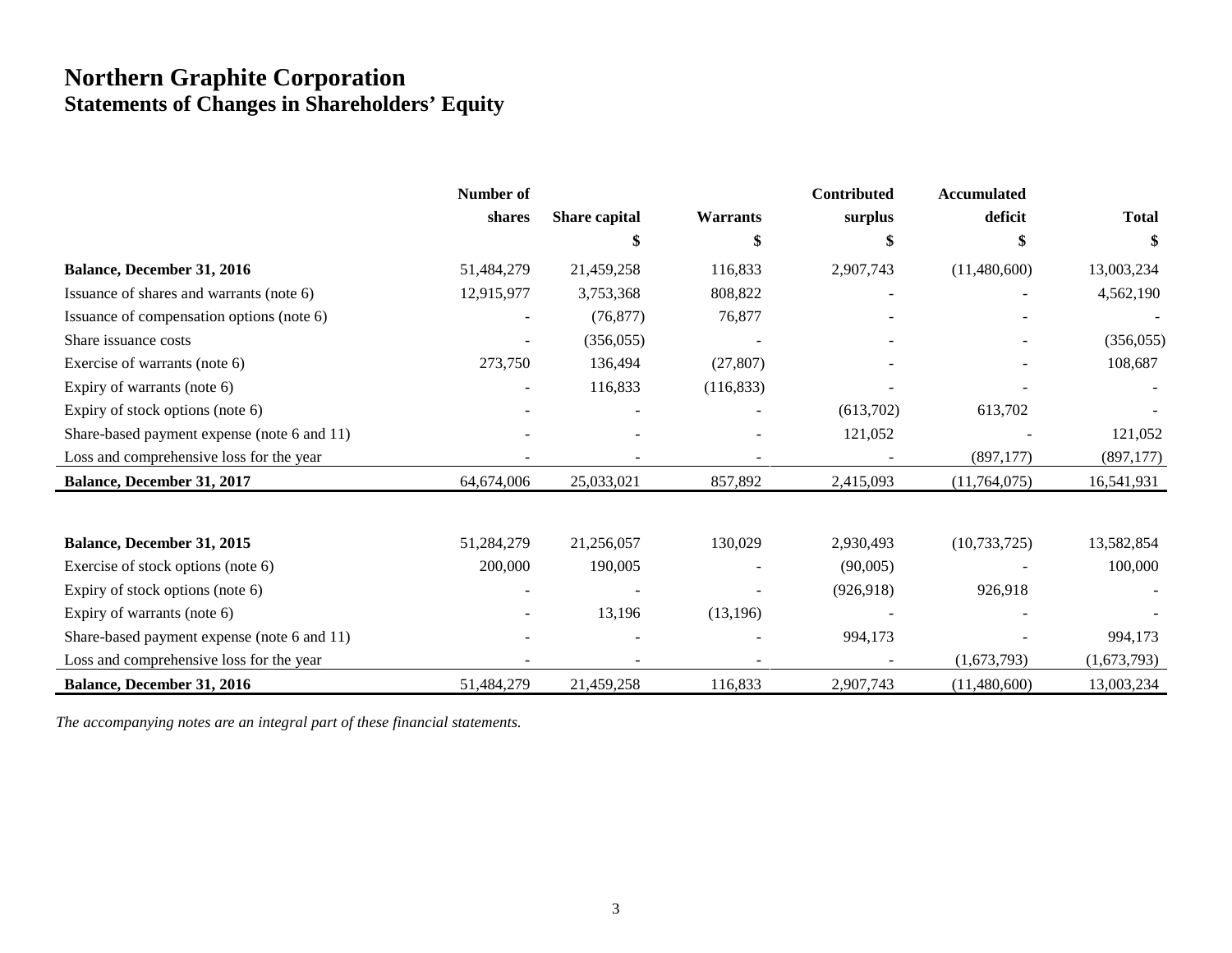# Northern Graphite Corporation
## Statements of Changes in Shareholders' Equity

| | Number of shares | Share capital | Warrants | Contributed surplus | Accumulated deficit | Total |
|---|---|---|---|---|---|---|
| | | $ | $ | $ | $ | $ |
| **Balance, December 31, 2016** | 51,484,279 | 21,459,258 | 116,833 | 2,907,743 | (11,480,600) | 13,003,234 |
| Issuance of shares and warrants (note 6) | 12,915,977 | 3,753,368 | 808,822 | - | - | 4,562,190 |
| Issuance of compensation options (note 6) | - | (76,877) | 76,877 | - | - | - |
| Share issuance costs | - | (356,055) | - | - | - | (356,055) |
| Exercise of warrants (note 6) | 273,750 | 136,494 | (27,807) | - | - | 108,687 |
| Expiry of warrants (note 6) | - | 116,833 | (116,833) | - | - | - |
| Expiry of stock options (note 6) | - | - | - | (613,702) | 613,702 | - |
| Share-based payment expense (note 6 and 11) | - | - | - | 121,052 | - | 121,052 |
| Loss and comprehensive loss for the year | - | - | - | - | (897,177) | (897,177) |
| **Balance, December 31, 2017** | 64,674,006 | 25,033,021 | 857,892 | 2,415,093 | (11,764,075) | 16,541,931 |
| | | | | | | |
| **Balance, December 31, 2015** | 51,284,279 | 21,256,057 | 130,029 | 2,930,493 | (10,733,725) | 13,582,854 |
| Exercise of stock options (note 6) | 200,000 | 190,005 | - | (90,005) | - | 100,000 |
| Expiry of stock options (note 6) | - | - | - | (926,918) | 926,918 | - |
| Expiry of warrants (note 6) | - | 13,196 | (13,196) | - | - | - |
| Share-based payment expense (note 6 and 11) | - | - | - | 994,173 | - | 994,173 |
| Loss and comprehensive loss for the year | - | - | - | - | (1,673,793) | (1,673,793) |
| **Balance, December 31, 2016** | 51,484,279 | 21,459,258 | 116,833 | 2,907,743 | (11,480,600) | 13,003,234 |

*The accompanying notes are an integral part of these financial statements.*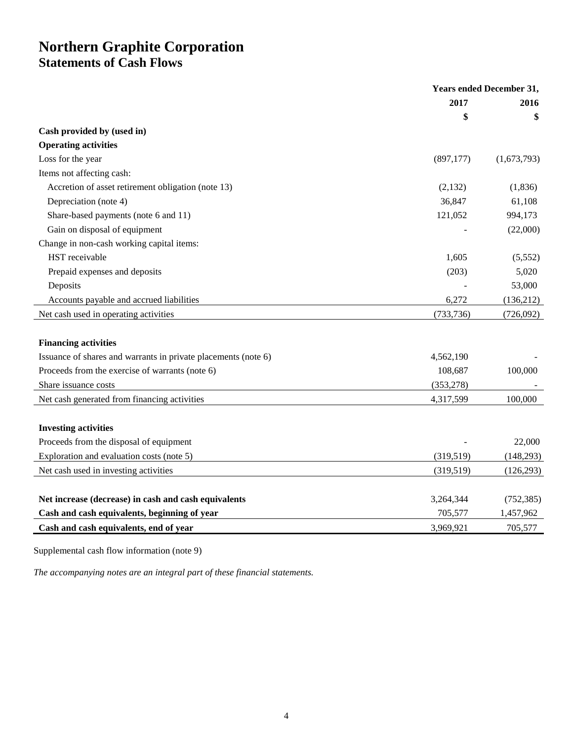# Northern Graphite Corporation
## Statements of Cash Flows

| | Years ended December 31, | |
|---|---|---|
| | 2017 | 2016 |
| | $ | $ |
| **Cash provided by (used in)** | | |
| **Operating activities** | | |
| Loss for the year | (897,177) | (1,673,793) |
| Items not affecting cash: | | |
| Accretion of asset retirement obligation (note 13) | (2,132) | (1,836) |
| Depreciation (note 4) | 36,847 | 61,108 |
| Share-based payments (note 6 and 11) | 121,052 | 994,173 |
| Gain on disposal of equipment | - | (22,000) |
| Change in non-cash working capital items: | | |
| HST receivable | 1,605 | (5,552) |
| Prepaid expenses and deposits | (203) | 5,020 |
| Deposits | - | 53,000 |
| Accounts payable and accrued liabilities | 6,272 | (136,212) |
| Net cash used in operating activities | (733,736) | (726,092) |
| | | |
| **Financing activities** | | |
| Issuance of shares and warrants in private placements (note 6) | 4,562,190 | - |
| Proceeds from the exercise of warrants (note 6) | 108,687 | 100,000 |
| Share issuance costs | (353,278) | - |
| Net cash generated from financing activities | 4,317,599 | 100,000 |
| | | |
| **Investing activities** | | |
| Proceeds from the disposal of equipment | - | 22,000 |
| Exploration and evaluation costs (note 5) | (319,519) | (148,293) |
| Net cash used in investing activities | (319,519) | (126,293) |
| | | |
| **Net increase (decrease) in cash and cash equivalents** | 3,264,344 | (752,385) |
| **Cash and cash equivalents, beginning of year** | 705,577 | 1,457,962 |
| **Cash and cash equivalents, end of year** | 3,969,921 | 705,577 |

Supplemental cash flow information (note 9)

*The accompanying notes are an integral part of these financial statements.*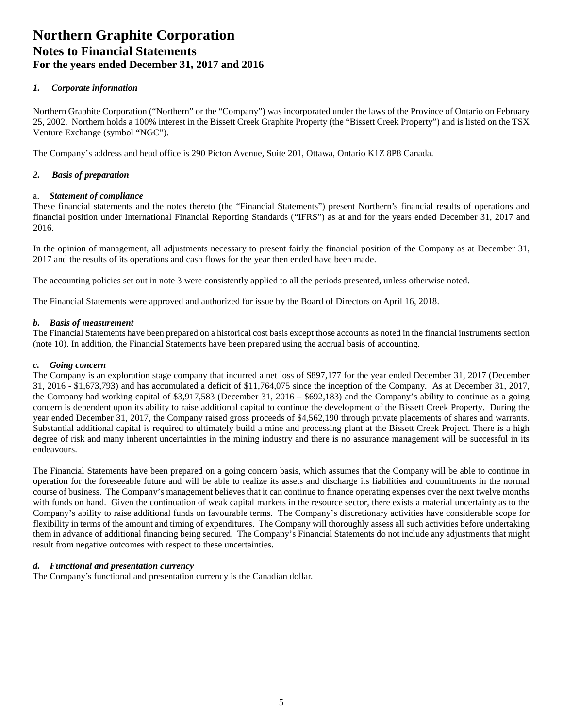# Northern Graphite Corporation
## Notes to Financial Statements
### For the years ended December 31, 2017 and 2016

### *1. Corporate information*

Northern Graphite Corporation ("Northern" or the "Company") was incorporated under the laws of the Province of Ontario on February 25, 2002. Northern holds a 100% interest in the Bissett Creek Graphite Property (the "Bissett Creek Property") and is listed on the TSX Venture Exchange (symbol "NGC").

The Company's address and head office is 290 Picton Avenue, Suite 201, Ottawa, Ontario K1Z 8P8 Canada.

### *2. Basis of preparation*

a. ***Statement of compliance***

These financial statements and the notes thereto (the "Financial Statements") present Northern's financial results of operations and financial position under International Financial Reporting Standards ("IFRS") as at and for the years ended December 31, 2017 and 2016.

In the opinion of management, all adjustments necessary to present fairly the financial position of the Company as at December 31, 2017 and the results of its operations and cash flows for the year then ended have been made.

The accounting policies set out in note 3 were consistently applied to all the periods presented, unless otherwise noted.

The Financial Statements were approved and authorized for issue by the Board of Directors on April 16, 2018.

***b. Basis of measurement***

The Financial Statements have been prepared on a historical cost basis except those accounts as noted in the financial instruments section (note 10). In addition, the Financial Statements have been prepared using the accrual basis of accounting.

***c. Going concern***

The Company is an exploration stage company that incurred a net loss of $897,177 for the year ended December 31, 2017 (December 31, 2016 - $1,673,793) and has accumulated a deficit of $11,764,075 since the inception of the Company. As at December 31, 2017, the Company had working capital of $3,917,583 (December 31, 2016 – $692,183) and the Company's ability to continue as a going concern is dependent upon its ability to raise additional capital to continue the development of the Bissett Creek Property. During the year ended December 31, 2017, the Company raised gross proceeds of $4,562,190 through private placements of shares and warrants. Substantial additional capital is required to ultimately build a mine and processing plant at the Bissett Creek Project. There is a high degree of risk and many inherent uncertainties in the mining industry and there is no assurance management will be successful in its endeavours.

The Financial Statements have been prepared on a going concern basis, which assumes that the Company will be able to continue in operation for the foreseeable future and will be able to realize its assets and discharge its liabilities and commitments in the normal course of business. The Company's management believes that it can continue to finance operating expenses over the next twelve months with funds on hand. Given the continuation of weak capital markets in the resource sector, there exists a material uncertainty as to the Company's ability to raise additional funds on favourable terms. The Company's discretionary activities have considerable scope for flexibility in terms of the amount and timing of expenditures. The Company will thoroughly assess all such activities before undertaking them in advance of additional financing being secured. The Company's Financial Statements do not include any adjustments that might result from negative outcomes with respect to these uncertainties.

***d. Functional and presentation currency***

The Company's functional and presentation currency is the Canadian dollar.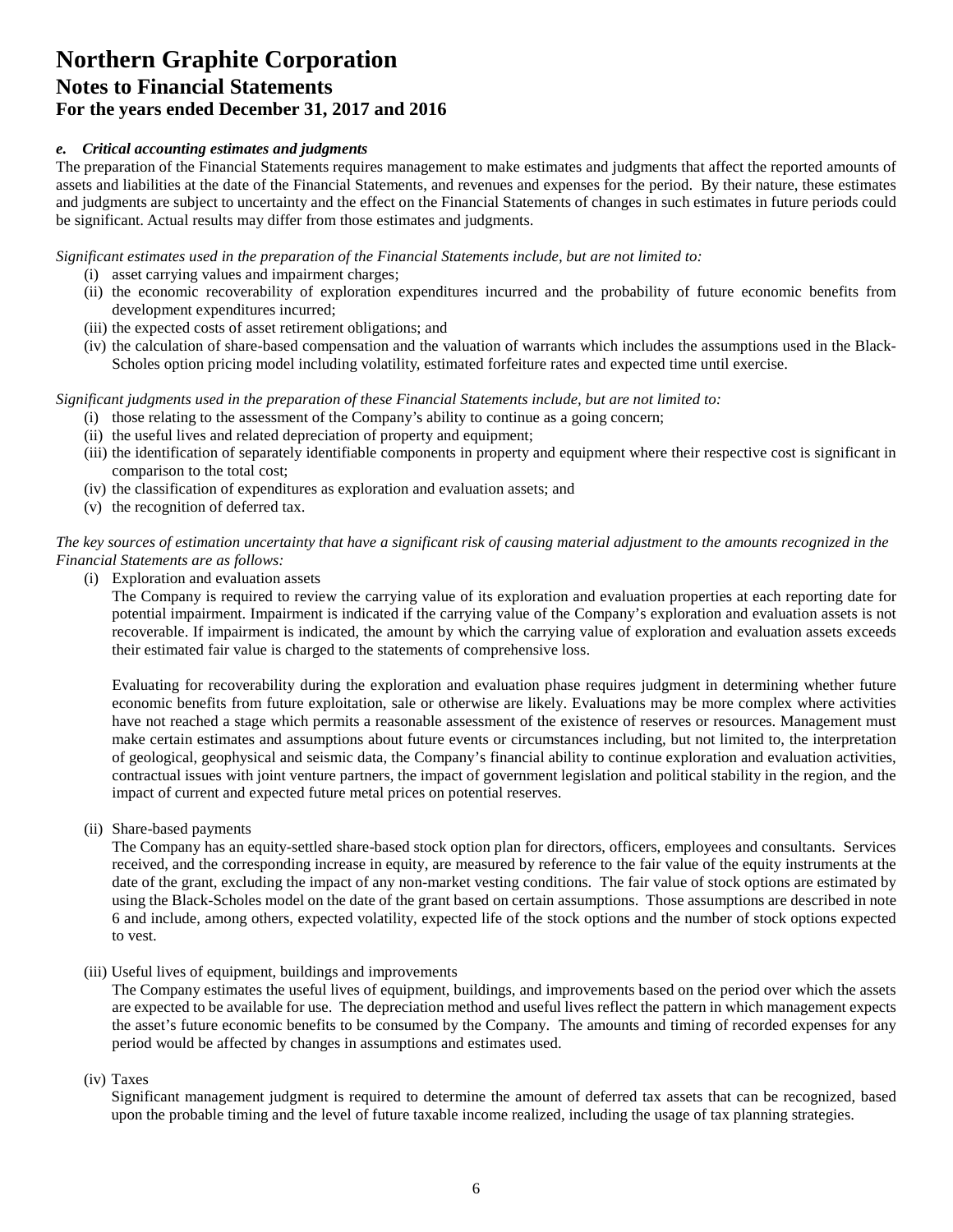#### *e. Critical accounting estimates and judgments*

The preparation of the Financial Statements requires management to make estimates and judgments that affect the reported amounts of assets and liabilities at the date of the Financial Statements, and revenues and expenses for the period. By their nature, these estimates and judgments are subject to uncertainty and the effect on the Financial Statements of changes in such estimates in future periods could be significant. Actual results may differ from those estimates and judgments.

*Significant estimates used in the preparation of the Financial Statements include, but are not limited to:*

(i) asset carrying values and impairment charges;
(ii) the economic recoverability of exploration expenditures incurred and the probability of future economic benefits from development expenditures incurred;
(iii) the expected costs of asset retirement obligations; and
(iv) the calculation of share-based compensation and the valuation of warrants which includes the assumptions used in the Black-Scholes option pricing model including volatility, estimated forfeiture rates and expected time until exercise.

*Significant judgments used in the preparation of these Financial Statements include, but are not limited to:*

(i) those relating to the assessment of the Company's ability to continue as a going concern;
(ii) the useful lives and related depreciation of property and equipment;
(iii) the identification of separately identifiable components in property and equipment where their respective cost is significant in comparison to the total cost;
(iv) the classification of expenditures as exploration and evaluation assets; and
(v) the recognition of deferred tax.

*The key sources of estimation uncertainty that have a significant risk of causing material adjustment to the amounts recognized in the Financial Statements are as follows:*

(i) Exploration and evaluation assets

The Company is required to review the carrying value of its exploration and evaluation properties at each reporting date for potential impairment. Impairment is indicated if the carrying value of the Company's exploration and evaluation assets is not recoverable. If impairment is indicated, the amount by which the carrying value of exploration and evaluation assets exceeds their estimated fair value is charged to the statements of comprehensive loss.

Evaluating for recoverability during the exploration and evaluation phase requires judgment in determining whether future economic benefits from future exploitation, sale or otherwise are likely. Evaluations may be more complex where activities have not reached a stage which permits a reasonable assessment of the existence of reserves or resources. Management must make certain estimates and assumptions about future events or circumstances including, but not limited to, the interpretation of geological, geophysical and seismic data, the Company's financial ability to continue exploration and evaluation activities, contractual issues with joint venture partners, the impact of government legislation and political stability in the region, and the impact of current and expected future metal prices on potential reserves.

(ii) Share-based payments

The Company has an equity-settled share-based stock option plan for directors, officers, employees and consultants. Services received, and the corresponding increase in equity, are measured by reference to the fair value of the equity instruments at the date of the grant, excluding the impact of any non-market vesting conditions. The fair value of stock options are estimated by using the Black-Scholes model on the date of the grant based on certain assumptions. Those assumptions are described in note 6 and include, among others, expected volatility, expected life of the stock options and the number of stock options expected to vest.

(iii) Useful lives of equipment, buildings and improvements

The Company estimates the useful lives of equipment, buildings, and improvements based on the period over which the assets are expected to be available for use. The depreciation method and useful lives reflect the pattern in which management expects the asset's future economic benefits to be consumed by the Company. The amounts and timing of recorded expenses for any period would be affected by changes in assumptions and estimates used.

(iv) Taxes

Significant management judgment is required to determine the amount of deferred tax assets that can be recognized, based upon the probable timing and the level of future taxable income realized, including the usage of tax planning strategies.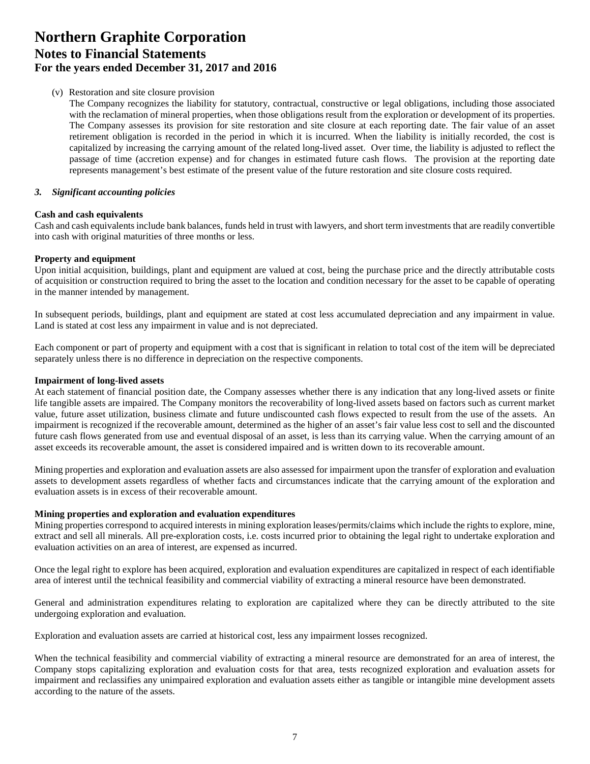(v) Restoration and site closure provision

The Company recognizes the liability for statutory, contractual, constructive or legal obligations, including those associated with the reclamation of mineral properties, when those obligations result from the exploration or development of its properties. The Company assesses its provision for site restoration and site closure at each reporting date. The fair value of an asset retirement obligation is recorded in the period in which it is incurred. When the liability is initially recorded, the cost is capitalized by increasing the carrying amount of the related long-lived asset. Over time, the liability is adjusted to reflect the passage of time (accretion expense) and for changes in estimated future cash flows. The provision at the reporting date represents management's best estimate of the present value of the future restoration and site closure costs required.

## *3. Significant accounting policies*

**Cash and cash equivalents**

Cash and cash equivalents include bank balances, funds held in trust with lawyers, and short term investments that are readily convertible into cash with original maturities of three months or less.

**Property and equipment**

Upon initial acquisition, buildings, plant and equipment are valued at cost, being the purchase price and the directly attributable costs of acquisition or construction required to bring the asset to the location and condition necessary for the asset to be capable of operating in the manner intended by management.

In subsequent periods, buildings, plant and equipment are stated at cost less accumulated depreciation and any impairment in value. Land is stated at cost less any impairment in value and is not depreciated.

Each component or part of property and equipment with a cost that is significant in relation to total cost of the item will be depreciated separately unless there is no difference in depreciation on the respective components.

**Impairment of long-lived assets**

At each statement of financial position date, the Company assesses whether there is any indication that any long-lived assets or finite life tangible assets are impaired. The Company monitors the recoverability of long-lived assets based on factors such as current market value, future asset utilization, business climate and future undiscounted cash flows expected to result from the use of the assets. An impairment is recognized if the recoverable amount, determined as the higher of an asset's fair value less cost to sell and the discounted future cash flows generated from use and eventual disposal of an asset, is less than its carrying value. When the carrying amount of an asset exceeds its recoverable amount, the asset is considered impaired and is written down to its recoverable amount.

Mining properties and exploration and evaluation assets are also assessed for impairment upon the transfer of exploration and evaluation assets to development assets regardless of whether facts and circumstances indicate that the carrying amount of the exploration and evaluation assets is in excess of their recoverable amount.

**Mining properties and exploration and evaluation expenditures**

Mining properties correspond to acquired interests in mining exploration leases/permits/claims which include the rights to explore, mine, extract and sell all minerals. All pre-exploration costs, i.e. costs incurred prior to obtaining the legal right to undertake exploration and evaluation activities on an area of interest, are expensed as incurred.

Once the legal right to explore has been acquired, exploration and evaluation expenditures are capitalized in respect of each identifiable area of interest until the technical feasibility and commercial viability of extracting a mineral resource have been demonstrated.

General and administration expenditures relating to exploration are capitalized where they can be directly attributed to the site undergoing exploration and evaluation.

Exploration and evaluation assets are carried at historical cost, less any impairment losses recognized.

When the technical feasibility and commercial viability of extracting a mineral resource are demonstrated for an area of interest, the Company stops capitalizing exploration and evaluation costs for that area, tests recognized exploration and evaluation assets for impairment and reclassifies any unimpaired exploration and evaluation assets either as tangible or intangible mine development assets according to the nature of the assets.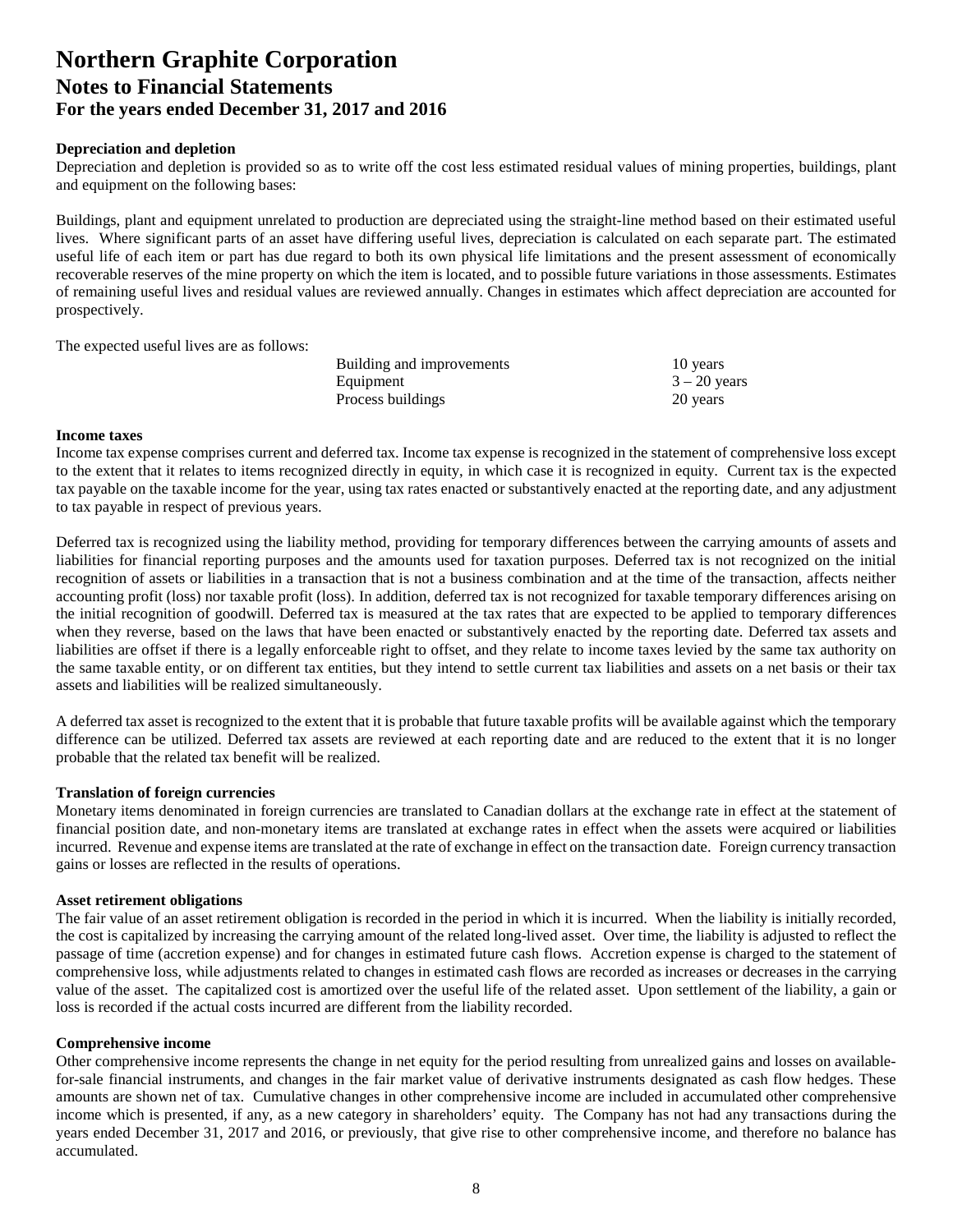# Northern Graphite Corporation
## Notes to Financial Statements
### For the years ended December 31, 2017 and 2016

**Depreciation and depletion**

Depreciation and depletion is provided so as to write off the cost less estimated residual values of mining properties, buildings, plant and equipment on the following bases:

Buildings, plant and equipment unrelated to production are depreciated using the straight-line method based on their estimated useful lives. Where significant parts of an asset have differing useful lives, depreciation is calculated on each separate part. The estimated useful life of each item or part has due regard to both its own physical life limitations and the present assessment of economically recoverable reserves of the mine property on which the item is located, and to possible future variations in those assessments. Estimates of remaining useful lives and residual values are reviewed annually. Changes in estimates which affect depreciation are accounted for prospectively.

The expected useful lives are as follows:

| | |
|---|---|
| Building and improvements | 10 years |
| Equipment | 3 – 20 years |
| Process buildings | 20 years |

**Income taxes**

Income tax expense comprises current and deferred tax. Income tax expense is recognized in the statement of comprehensive loss except to the extent that it relates to items recognized directly in equity, in which case it is recognized in equity. Current tax is the expected tax payable on the taxable income for the year, using tax rates enacted or substantively enacted at the reporting date, and any adjustment to tax payable in respect of previous years.

Deferred tax is recognized using the liability method, providing for temporary differences between the carrying amounts of assets and liabilities for financial reporting purposes and the amounts used for taxation purposes. Deferred tax is not recognized on the initial recognition of assets or liabilities in a transaction that is not a business combination and at the time of the transaction, affects neither accounting profit (loss) nor taxable profit (loss). In addition, deferred tax is not recognized for taxable temporary differences arising on the initial recognition of goodwill. Deferred tax is measured at the tax rates that are expected to be applied to temporary differences when they reverse, based on the laws that have been enacted or substantively enacted by the reporting date. Deferred tax assets and liabilities are offset if there is a legally enforceable right to offset, and they relate to income taxes levied by the same tax authority on the same taxable entity, or on different tax entities, but they intend to settle current tax liabilities and assets on a net basis or their tax assets and liabilities will be realized simultaneously.

A deferred tax asset is recognized to the extent that it is probable that future taxable profits will be available against which the temporary difference can be utilized. Deferred tax assets are reviewed at each reporting date and are reduced to the extent that it is no longer probable that the related tax benefit will be realized.

**Translation of foreign currencies**

Monetary items denominated in foreign currencies are translated to Canadian dollars at the exchange rate in effect at the statement of financial position date, and non-monetary items are translated at exchange rates in effect when the assets were acquired or liabilities incurred. Revenue and expense items are translated at the rate of exchange in effect on the transaction date. Foreign currency transaction gains or losses are reflected in the results of operations.

**Asset retirement obligations**

The fair value of an asset retirement obligation is recorded in the period in which it is incurred. When the liability is initially recorded, the cost is capitalized by increasing the carrying amount of the related long-lived asset. Over time, the liability is adjusted to reflect the passage of time (accretion expense) and for changes in estimated future cash flows. Accretion expense is charged to the statement of comprehensive loss, while adjustments related to changes in estimated cash flows are recorded as increases or decreases in the carrying value of the asset. The capitalized cost is amortized over the useful life of the related asset. Upon settlement of the liability, a gain or loss is recorded if the actual costs incurred are different from the liability recorded.

**Comprehensive income**

Other comprehensive income represents the change in net equity for the period resulting from unrealized gains and losses on available-for-sale financial instruments, and changes in the fair market value of derivative instruments designated as cash flow hedges. These amounts are shown net of tax. Cumulative changes in other comprehensive income are included in accumulated other comprehensive income which is presented, if any, as a new category in shareholders' equity. The Company has not had any transactions during the years ended December 31, 2017 and 2016, or previously, that give rise to other comprehensive income, and therefore no balance has accumulated.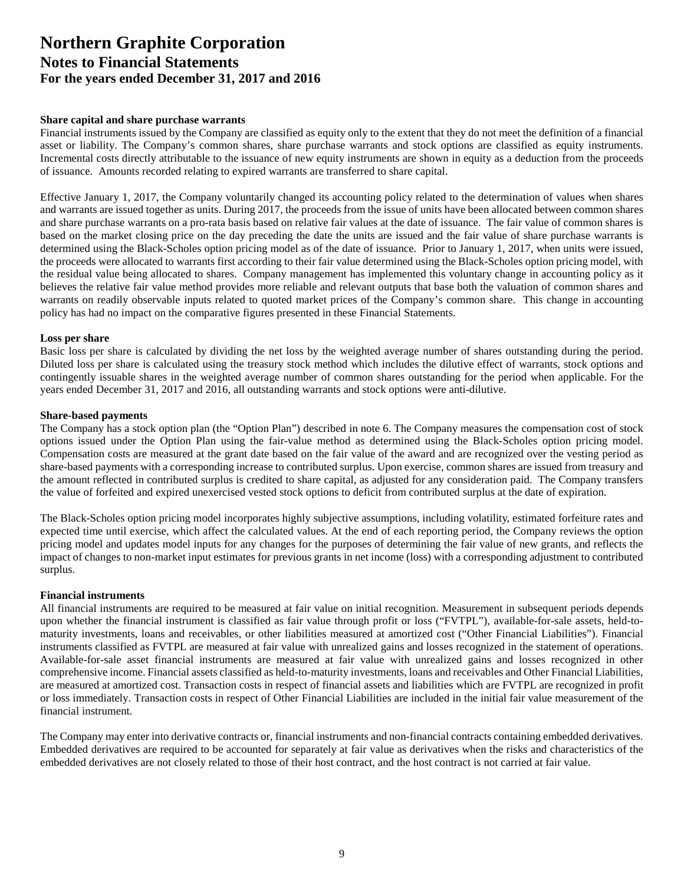**Share capital and share purchase warrants**

Financial instruments issued by the Company are classified as equity only to the extent that they do not meet the definition of a financial asset or liability. The Company's common shares, share purchase warrants and stock options are classified as equity instruments. Incremental costs directly attributable to the issuance of new equity instruments are shown in equity as a deduction from the proceeds of issuance. Amounts recorded relating to expired warrants are transferred to share capital.

Effective January 1, 2017, the Company voluntarily changed its accounting policy related to the determination of values when shares and warrants are issued together as units. During 2017, the proceeds from the issue of units have been allocated between common shares and share purchase warrants on a pro-rata basis based on relative fair values at the date of issuance. The fair value of common shares is based on the market closing price on the day preceding the date the units are issued and the fair value of share purchase warrants is determined using the Black-Scholes option pricing model as of the date of issuance. Prior to January 1, 2017, when units were issued, the proceeds were allocated to warrants first according to their fair value determined using the Black-Scholes option pricing model, with the residual value being allocated to shares. Company management has implemented this voluntary change in accounting policy as it believes the relative fair value method provides more reliable and relevant outputs that base both the valuation of common shares and warrants on readily observable inputs related to quoted market prices of the Company's common share. This change in accounting policy has had no impact on the comparative figures presented in these Financial Statements.

**Loss per share**

Basic loss per share is calculated by dividing the net loss by the weighted average number of shares outstanding during the period. Diluted loss per share is calculated using the treasury stock method which includes the dilutive effect of warrants, stock options and contingently issuable shares in the weighted average number of common shares outstanding for the period when applicable. For the years ended December 31, 2017 and 2016, all outstanding warrants and stock options were anti-dilutive.

**Share-based payments**

The Company has a stock option plan (the "Option Plan") described in note 6. The Company measures the compensation cost of stock options issued under the Option Plan using the fair-value method as determined using the Black-Scholes option pricing model. Compensation costs are measured at the grant date based on the fair value of the award and are recognized over the vesting period as share-based payments with a corresponding increase to contributed surplus. Upon exercise, common shares are issued from treasury and the amount reflected in contributed surplus is credited to share capital, as adjusted for any consideration paid. The Company transfers the value of forfeited and expired unexercised vested stock options to deficit from contributed surplus at the date of expiration.

The Black-Scholes option pricing model incorporates highly subjective assumptions, including volatility, estimated forfeiture rates and expected time until exercise, which affect the calculated values. At the end of each reporting period, the Company reviews the option pricing model and updates model inputs for any changes for the purposes of determining the fair value of new grants, and reflects the impact of changes to non-market input estimates for previous grants in net income (loss) with a corresponding adjustment to contributed surplus.

**Financial instruments**

All financial instruments are required to be measured at fair value on initial recognition. Measurement in subsequent periods depends upon whether the financial instrument is classified as fair value through profit or loss ("FVTPL"), available-for-sale assets, held-to-maturity investments, loans and receivables, or other liabilities measured at amortized cost ("Other Financial Liabilities"). Financial instruments classified as FVTPL are measured at fair value with unrealized gains and losses recognized in the statement of operations. Available-for-sale asset financial instruments are measured at fair value with unrealized gains and losses recognized in other comprehensive income. Financial assets classified as held-to-maturity investments, loans and receivables and Other Financial Liabilities, are measured at amortized cost. Transaction costs in respect of financial assets and liabilities which are FVTPL are recognized in profit or loss immediately. Transaction costs in respect of Other Financial Liabilities are included in the initial fair value measurement of the financial instrument.

The Company may enter into derivative contracts or, financial instruments and non-financial contracts containing embedded derivatives. Embedded derivatives are required to be accounted for separately at fair value as derivatives when the risks and characteristics of the embedded derivatives are not closely related to those of their host contract, and the host contract is not carried at fair value.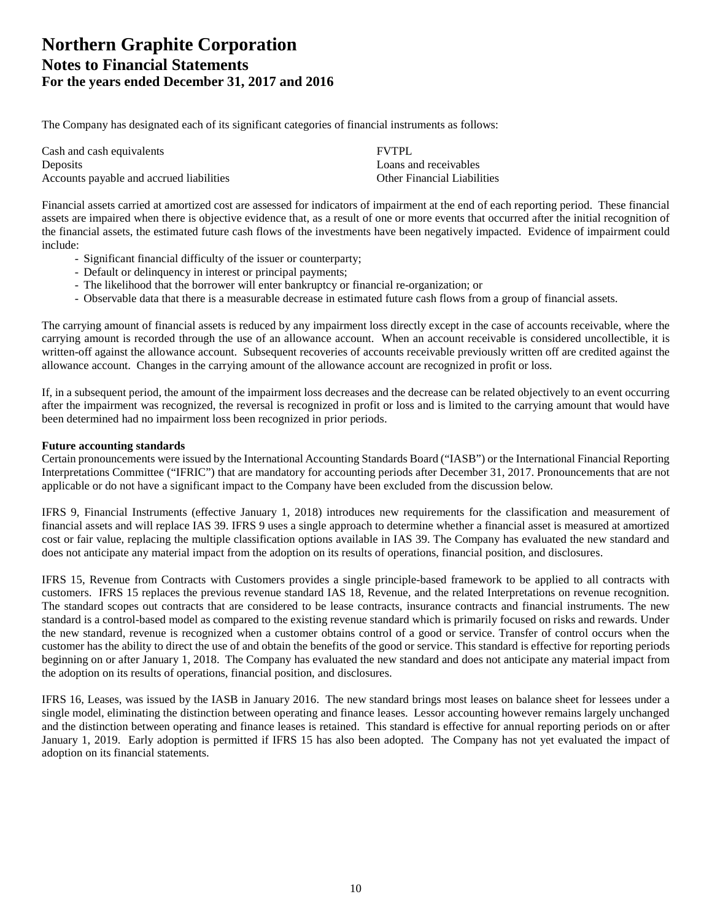The Company has designated each of its significant categories of financial instruments as follows:

| | |
|---|---|
| Cash and cash equivalents | FVTPL |
| Deposits | Loans and receivables |
| Accounts payable and accrued liabilities | Other Financial Liabilities |

Financial assets carried at amortized cost are assessed for indicators of impairment at the end of each reporting period. These financial assets are impaired when there is objective evidence that, as a result of one or more events that occurred after the initial recognition of the financial assets, the estimated future cash flows of the investments have been negatively impacted. Evidence of impairment could include:

- Significant financial difficulty of the issuer or counterparty;
- Default or delinquency in interest or principal payments;
- The likelihood that the borrower will enter bankruptcy or financial re-organization; or
- Observable data that there is a measurable decrease in estimated future cash flows from a group of financial assets.

The carrying amount of financial assets is reduced by any impairment loss directly except in the case of accounts receivable, where the carrying amount is recorded through the use of an allowance account. When an account receivable is considered uncollectible, it is written-off against the allowance account. Subsequent recoveries of accounts receivable previously written off are credited against the allowance account. Changes in the carrying amount of the allowance account are recognized in profit or loss.

If, in a subsequent period, the amount of the impairment loss decreases and the decrease can be related objectively to an event occurring after the impairment was recognized, the reversal is recognized in profit or loss and is limited to the carrying amount that would have been determined had no impairment loss been recognized in prior periods.

**Future accounting standards**

Certain pronouncements were issued by the International Accounting Standards Board ("IASB") or the International Financial Reporting Interpretations Committee ("IFRIC") that are mandatory for accounting periods after December 31, 2017. Pronouncements that are not applicable or do not have a significant impact to the Company have been excluded from the discussion below.

IFRS 9, Financial Instruments (effective January 1, 2018) introduces new requirements for the classification and measurement of financial assets and will replace IAS 39. IFRS 9 uses a single approach to determine whether a financial asset is measured at amortized cost or fair value, replacing the multiple classification options available in IAS 39. The Company has evaluated the new standard and does not anticipate any material impact from the adoption on its results of operations, financial position, and disclosures.

IFRS 15, Revenue from Contracts with Customers provides a single principle-based framework to be applied to all contracts with customers. IFRS 15 replaces the previous revenue standard IAS 18, Revenue, and the related Interpretations on revenue recognition. The standard scopes out contracts that are considered to be lease contracts, insurance contracts and financial instruments. The new standard is a control-based model as compared to the existing revenue standard which is primarily focused on risks and rewards. Under the new standard, revenue is recognized when a customer obtains control of a good or service. Transfer of control occurs when the customer has the ability to direct the use of and obtain the benefits of the good or service. This standard is effective for reporting periods beginning on or after January 1, 2018. The Company has evaluated the new standard and does not anticipate any material impact from the adoption on its results of operations, financial position, and disclosures.

IFRS 16, Leases, was issued by the IASB in January 2016. The new standard brings most leases on balance sheet for lessees under a single model, eliminating the distinction between operating and finance leases. Lessor accounting however remains largely unchanged and the distinction between operating and finance leases is retained. This standard is effective for annual reporting periods on or after January 1, 2019. Early adoption is permitted if IFRS 15 has also been adopted. The Company has not yet evaluated the impact of adoption on its financial statements.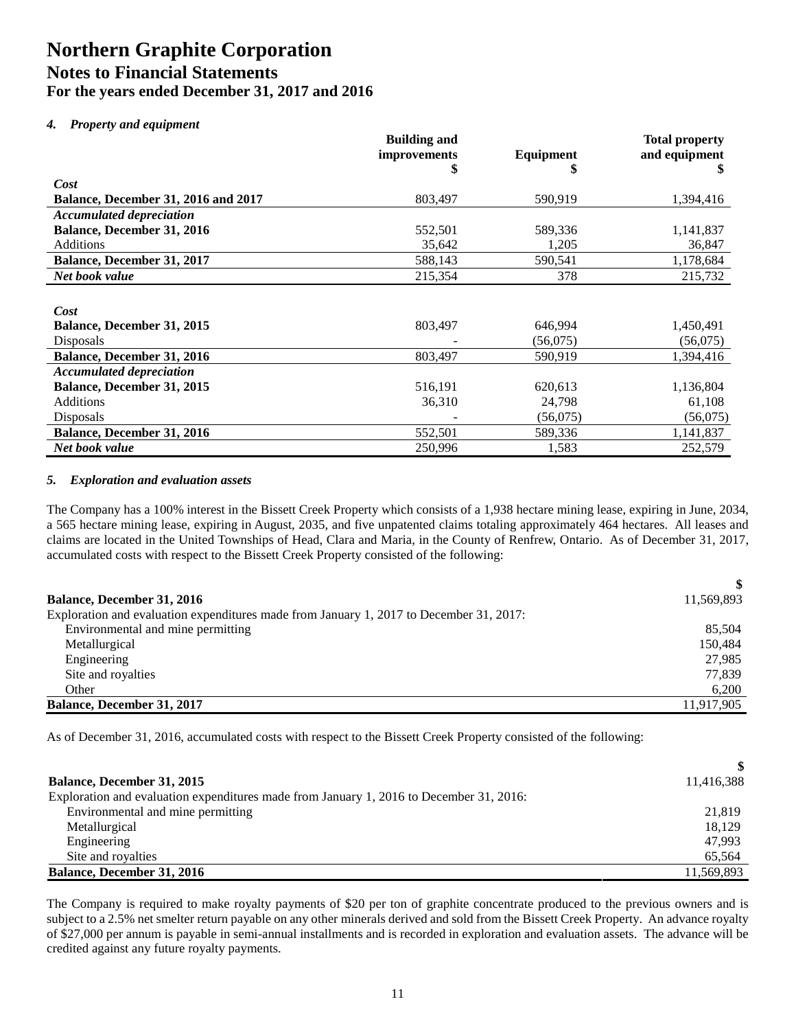# Northern Graphite Corporation
## Notes to Financial Statements
### For the years ended December 31, 2017 and 2016

#### *4. Property and equipment*

| | Building and improvements $ | Equipment $ | Total property and equipment $ |
|---|---|---|---|
| ***Cost*** | | | |
| **Balance, December 31, 2016 and 2017** | 803,497 | 590,919 | 1,394,416 |
| ***Accumulated depreciation*** | | | |
| **Balance, December 31, 2016** | 552,501 | 589,336 | 1,141,837 |
| Additions | 35,642 | 1,205 | 36,847 |
| **Balance, December 31, 2017** | 588,143 | 590,541 | 1,178,684 |
| ***Net book value*** | 215,354 | 378 | 215,732 |
| | | | |
| ***Cost*** | | | |
| **Balance, December 31, 2015** | 803,497 | 646,994 | 1,450,491 |
| Disposals | - | (56,075) | (56,075) |
| **Balance, December 31, 2016** | 803,497 | 590,919 | 1,394,416 |
| ***Accumulated depreciation*** | | | |
| **Balance, December 31, 2015** | 516,191 | 620,613 | 1,136,804 |
| Additions | 36,310 | 24,798 | 61,108 |
| Disposals | - | (56,075) | (56,075) |
| **Balance, December 31, 2016** | 552,501 | 589,336 | 1,141,837 |
| ***Net book value*** | 250,996 | 1,583 | 252,579 |

#### *5. Exploration and evaluation assets*

The Company has a 100% interest in the Bissett Creek Property which consists of a 1,938 hectare mining lease, expiring in June, 2034, a 565 hectare mining lease, expiring in August, 2035, and five unpatented claims totaling approximately 464 hectares. All leases and claims are located in the United Townships of Head, Clara and Maria, in the County of Renfrew, Ontario. As of December 31, 2017, accumulated costs with respect to the Bissett Creek Property consisted of the following:

| | $ |
|---|---|
| **Balance, December 31, 2016** | 11,569,893 |
| Exploration and evaluation expenditures made from January 1, 2017 to December 31, 2017: | |
| Environmental and mine permitting | 85,504 |
| Metallurgical | 150,484 |
| Engineering | 27,985 |
| Site and royalties | 77,839 |
| Other | 6,200 |
| **Balance, December 31, 2017** | 11,917,905 |

As of December 31, 2016, accumulated costs with respect to the Bissett Creek Property consisted of the following:

| | $ |
|---|---|
| **Balance, December 31, 2015** | 11,416,388 |
| Exploration and evaluation expenditures made from January 1, 2016 to December 31, 2016: | |
| Environmental and mine permitting | 21,819 |
| Metallurgical | 18,129 |
| Engineering | 47,993 |
| Site and royalties | 65,564 |
| **Balance, December 31, 2016** | 11,569,893 |

The Company is required to make royalty payments of $20 per ton of graphite concentrate produced to the previous owners and is subject to a 2.5% net smelter return payable on any other minerals derived and sold from the Bissett Creek Property. An advance royalty of $27,000 per annum is payable in semi-annual installments and is recorded in exploration and evaluation assets. The advance will be credited against any future royalty payments.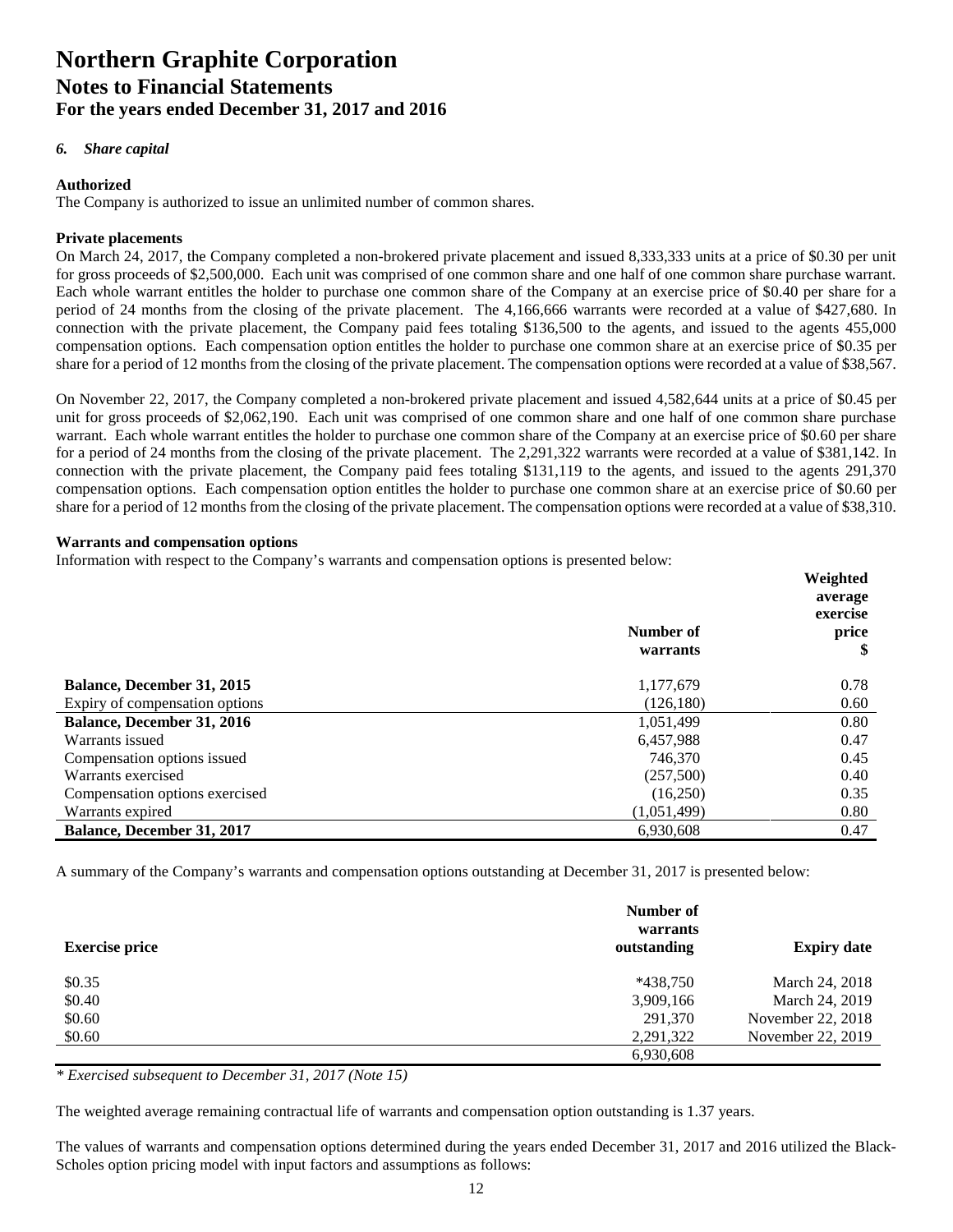# Northern Graphite Corporation
## Notes to Financial Statements
### For the years ended December 31, 2017 and 2016

*6. Share capital*

**Authorized**

The Company is authorized to issue an unlimited number of common shares.

**Private placements**

On March 24, 2017, the Company completed a non-brokered private placement and issued 8,333,333 units at a price of $0.30 per unit for gross proceeds of $2,500,000. Each unit was comprised of one common share and one half of one common share purchase warrant. Each whole warrant entitles the holder to purchase one common share of the Company at an exercise price of $0.40 per share for a period of 24 months from the closing of the private placement. The 4,166,666 warrants were recorded at a value of $427,680. In connection with the private placement, the Company paid fees totaling $136,500 to the agents, and issued to the agents 455,000 compensation options. Each compensation option entitles the holder to purchase one common share at an exercise price of $0.35 per share for a period of 12 months from the closing of the private placement. The compensation options were recorded at a value of $38,567.

On November 22, 2017, the Company completed a non-brokered private placement and issued 4,582,644 units at a price of $0.45 per unit for gross proceeds of $2,062,190. Each unit was comprised of one common share and one half of one common share purchase warrant. Each whole warrant entitles the holder to purchase one common share of the Company at an exercise price of $0.60 per share for a period of 24 months from the closing of the private placement. The 2,291,322 warrants were recorded at a value of $381,142. In connection with the private placement, the Company paid fees totaling $131,119 to the agents, and issued to the agents 291,370 compensation options. Each compensation option entitles the holder to purchase one common share at an exercise price of $0.60 per share for a period of 12 months from the closing of the private placement. The compensation options were recorded at a value of $38,310.

**Warrants and compensation options**

Information with respect to the Company's warrants and compensation options is presented below:

| | Number of warrants | Weighted average exercise price $ |
|---|---|---|
| **Balance, December 31, 2015** | 1,177,679 | 0.78 |
| Expiry of compensation options | (126,180) | 0.60 |
| **Balance, December 31, 2016** | 1,051,499 | 0.80 |
| Warrants issued | 6,457,988 | 0.47 |
| Compensation options issued | 746,370 | 0.45 |
| Warrants exercised | (257,500) | 0.40 |
| Compensation options exercised | (16,250) | 0.35 |
| Warrants expired | (1,051,499) | 0.80 |
| **Balance, December 31, 2017** | 6,930,608 | 0.47 |

A summary of the Company's warrants and compensation options outstanding at December 31, 2017 is presented below:

| Exercise price | Number of warrants outstanding | Expiry date |
|---|---|---|
| $0.35 | *438,750 | March 24, 2018 |
| $0.40 | 3,909,166 | March 24, 2019 |
| $0.60 | 291,370 | November 22, 2018 |
| $0.60 | 2,291,322 | November 22, 2019 |
| | 6,930,608 | |

*\* Exercised subsequent to December 31, 2017 (Note 15)*

The weighted average remaining contractual life of warrants and compensation option outstanding is 1.37 years.

The values of warrants and compensation options determined during the years ended December 31, 2017 and 2016 utilized the Black-Scholes option pricing model with input factors and assumptions as follows: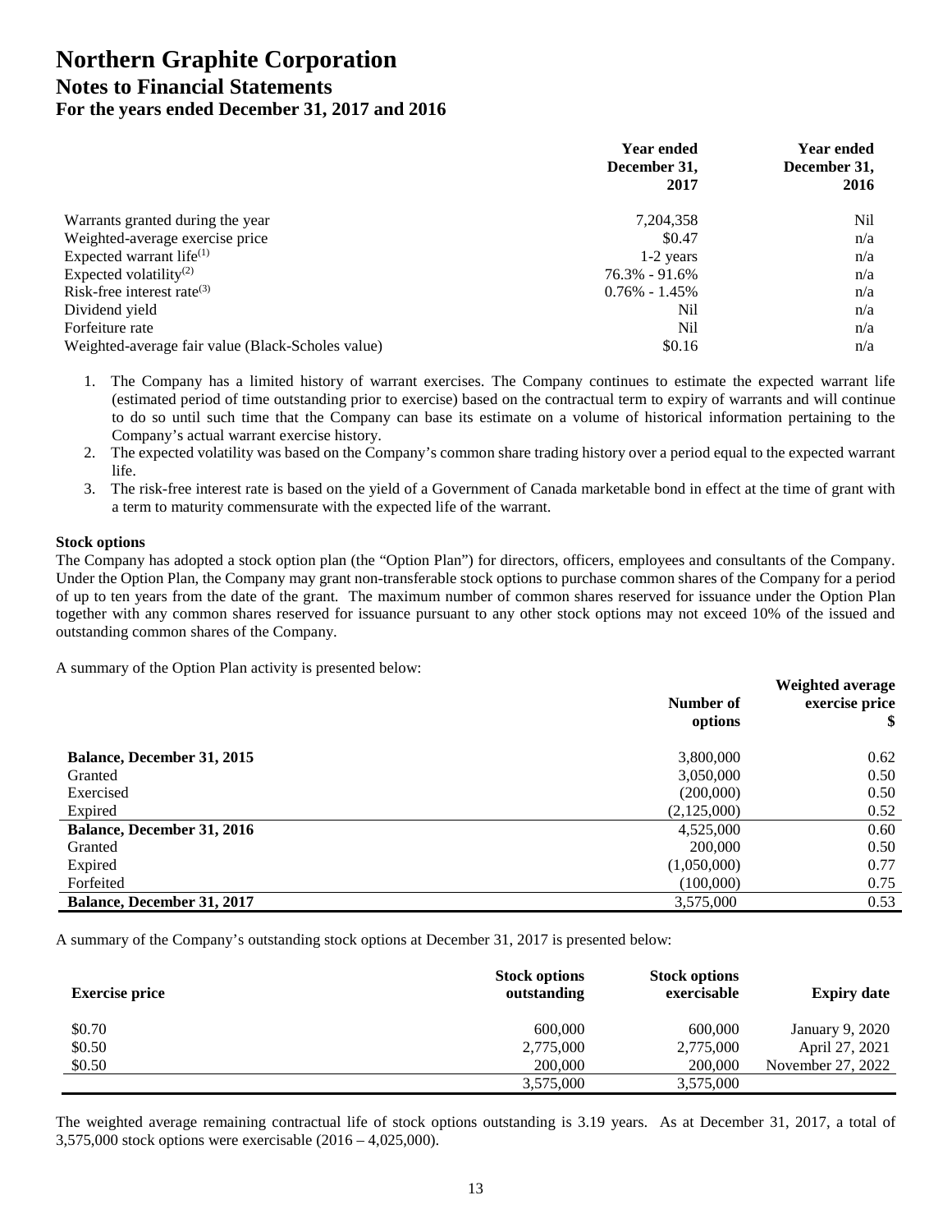# Northern Graphite Corporation
## Notes to Financial Statements
### For the years ended December 31, 2017 and 2016

| | Year ended December 31, 2017 | Year ended December 31, 2016 |
|---|---|---|
| Warrants granted during the year | 7,204,358 | Nil |
| Weighted-average exercise price | \$0.47 | n/a |
| Expected warrant life[(1)] | 1-2 years | n/a |
| Expected volatility[(2)] | 76.3% - 91.6% | n/a |
| Risk-free interest rate[(3)] | 0.76% - 1.45% | n/a |
| Dividend yield | Nil | n/a |
| Forfeiture rate | Nil | n/a |
| Weighted-average fair value (Black-Scholes value) | \$0.16 | n/a |

1. The Company has a limited history of warrant exercises. The Company continues to estimate the expected warrant life (estimated period of time outstanding prior to exercise) based on the contractual term to expiry of warrants and will continue to do so until such time that the Company can base its estimate on a volume of historical information pertaining to the Company's actual warrant exercise history.
2. The expected volatility was based on the Company's common share trading history over a period equal to the expected warrant life.
3. The risk-free interest rate is based on the yield of a Government of Canada marketable bond in effect at the time of grant with a term to maturity commensurate with the expected life of the warrant.

**Stock options**

The Company has adopted a stock option plan (the "Option Plan") for directors, officers, employees and consultants of the Company. Under the Option Plan, the Company may grant non-transferable stock options to purchase common shares of the Company for a period of up to ten years from the date of the grant. The maximum number of common shares reserved for issuance under the Option Plan together with any common shares reserved for issuance pursuant to any other stock options may not exceed 10% of the issued and outstanding common shares of the Company.

A summary of the Option Plan activity is presented below:

| | Number of options | Weighted average exercise price \$ |
|---|---|---|
| **Balance, December 31, 2015** | 3,800,000 | 0.62 |
| Granted | 3,050,000 | 0.50 |
| Exercised | (200,000) | 0.50 |
| Expired | (2,125,000) | 0.52 |
| **Balance, December 31, 2016** | 4,525,000 | 0.60 |
| Granted | 200,000 | 0.50 |
| Expired | (1,050,000) | 0.77 |
| Forfeited | (100,000) | 0.75 |
| **Balance, December 31, 2017** | 3,575,000 | 0.53 |

A summary of the Company's outstanding stock options at December 31, 2017 is presented below:

| Exercise price | Stock options outstanding | Stock options exercisable | Expiry date |
|---|---|---|---|
| \$0.70 | 600,000 | 600,000 | January 9, 2020 |
| \$0.50 | 2,775,000 | 2,775,000 | April 27, 2021 |
| \$0.50 | 200,000 | 200,000 | November 27, 2022 |
| | 3,575,000 | 3,575,000 | |

The weighted average remaining contractual life of stock options outstanding is 3.19 years. As at December 31, 2017, a total of 3,575,000 stock options were exercisable (2016 – 4,025,000).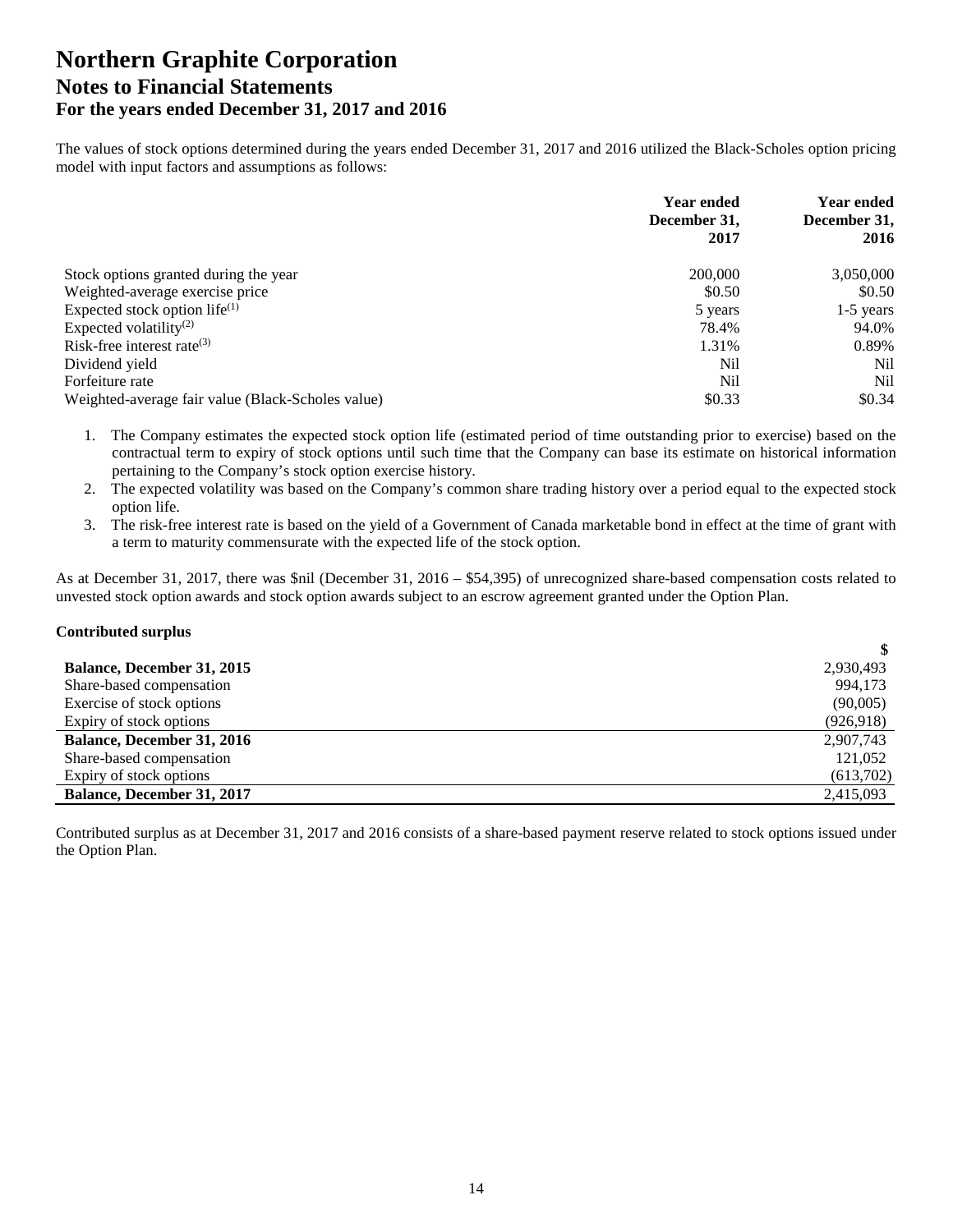# Northern Graphite Corporation
## Notes to Financial Statements
### For the years ended December 31, 2017 and 2016

The values of stock options determined during the years ended December 31, 2017 and 2016 utilized the Black-Scholes option pricing model with input factors and assumptions as follows:

| | Year ended December 31, 2017 | Year ended December 31, 2016 |
|---|---|---|
| Stock options granted during the year | 200,000 | 3,050,000 |
| Weighted-average exercise price | \$0.50 | \$0.50 |
| Expected stock option life[(1)] | 5 years | 1-5 years |
| Expected volatility[(2)] | 78.4% | 94.0% |
| Risk-free interest rate[(3)] | 1.31% | 0.89% |
| Dividend yield | Nil | Nil |
| Forfeiture rate | Nil | Nil |
| Weighted-average fair value (Black-Scholes value) | \$0.33 | \$0.34 |

1. The Company estimates the expected stock option life (estimated period of time outstanding prior to exercise) based on the contractual term to expiry of stock options until such time that the Company can base its estimate on historical information pertaining to the Company's stock option exercise history.
2. The expected volatility was based on the Company's common share trading history over a period equal to the expected stock option life.
3. The risk-free interest rate is based on the yield of a Government of Canada marketable bond in effect at the time of grant with a term to maturity commensurate with the expected life of the stock option.

As at December 31, 2017, there was \$nil (December 31, 2016 – \$54,395) of unrecognized share-based compensation costs related to unvested stock option awards and stock option awards subject to an escrow agreement granted under the Option Plan.

**Contributed surplus**

| | \$ |
|---|---|
| **Balance, December 31, 2015** | 2,930,493 |
| Share-based compensation | 994,173 |
| Exercise of stock options | (90,005) |
| Expiry of stock options | (926,918) |
| **Balance, December 31, 2016** | 2,907,743 |
| Share-based compensation | 121,052 |
| Expiry of stock options | (613,702) |
| **Balance, December 31, 2017** | 2,415,093 |

Contributed surplus as at December 31, 2017 and 2016 consists of a share-based payment reserve related to stock options issued under the Option Plan.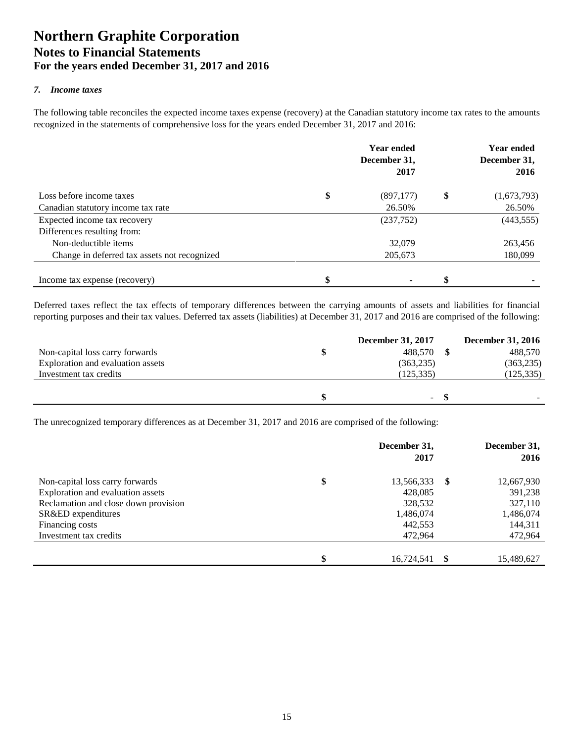# Northern Graphite Corporation
## Notes to Financial Statements
### For the years ended December 31, 2017 and 2016

*7. Income taxes*

The following table reconciles the expected income taxes expense (recovery) at the Canadian statutory income tax rates to the amounts recognized in the statements of comprehensive loss for the years ended December 31, 2017 and 2016:

| | Year ended December 31, 2017 | Year ended December 31, 2016 |
|---|---|---|
| Loss before income taxes | $ (897,177) | $ (1,673,793) |
| Canadian statutory income tax rate | 26.50% | 26.50% |
| Expected income tax recovery | (237,752) | (443,555) |
| Differences resulting from: | | |
| Non-deductible items | 32,079 | 263,456 |
| Change in deferred tax assets not recognized | 205,673 | 180,099 |
| Income tax expense (recovery) | $ - | $ - |

Deferred taxes reflect the tax effects of temporary differences between the carrying amounts of assets and liabilities for financial reporting purposes and their tax values. Deferred tax assets (liabilities) at December 31, 2017 and 2016 are comprised of the following:

| | December 31, 2017 | December 31, 2016 |
|---|---|---|
| Non-capital loss carry forwards | $ 488,570 | $ 488,570 |
| Exploration and evaluation assets | (363,235) | (363,235) |
| Investment tax credits | (125,335) | (125,335) |
| | $ - | $ - |

The unrecognized temporary differences as at December 31, 2017 and 2016 are comprised of the following:

| | December 31, 2017 | December 31, 2016 |
|---|---|---|
| Non-capital loss carry forwards | $ 13,566,333 | $ 12,667,930 |
| Exploration and evaluation assets | 428,085 | 391,238 |
| Reclamation and close down provision | 328,532 | 327,110 |
| SR&ED expenditures | 1,486,074 | 1,486,074 |
| Financing costs | 442,553 | 144,311 |
| Investment tax credits | 472,964 | 472,964 |
| | $ 16,724,541 | $ 15,489,627 |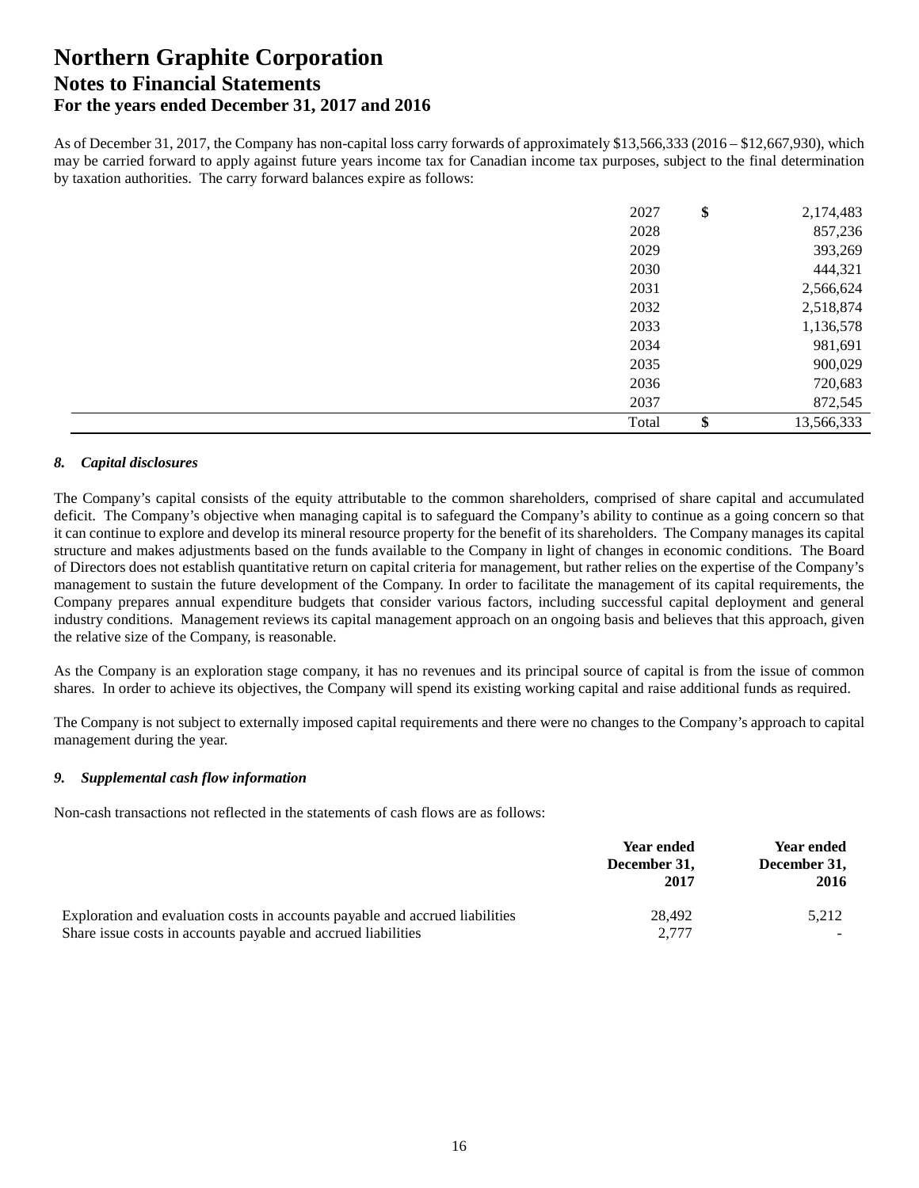# Northern Graphite Corporation
## Notes to Financial Statements
### For the years ended December 31, 2017 and 2016

As of December 31, 2017, the Company has non-capital loss carry forwards of approximately $13,566,333 (2016 – $12,667,930), which may be carried forward to apply against future years income tax for Canadian income tax purposes, subject to the final determination by taxation authorities. The carry forward balances expire as follows:

| | | |
|---|---|---|
| 2027 | $ | 2,174,483 |
| 2028 | | 857,236 |
| 2029 | | 393,269 |
| 2030 | | 444,321 |
| 2031 | | 2,566,624 |
| 2032 | | 2,518,874 |
| 2033 | | 1,136,578 |
| 2034 | | 981,691 |
| 2035 | | 900,029 |
| 2036 | | 720,683 |
| 2037 | | 872,545 |
| Total | $ | 13,566,333 |

***8. Capital disclosures***

The Company's capital consists of the equity attributable to the common shareholders, comprised of share capital and accumulated deficit. The Company's objective when managing capital is to safeguard the Company's ability to continue as a going concern so that it can continue to explore and develop its mineral resource property for the benefit of its shareholders. The Company manages its capital structure and makes adjustments based on the funds available to the Company in light of changes in economic conditions. The Board of Directors does not establish quantitative return on capital criteria for management, but rather relies on the expertise of the Company's management to sustain the future development of the Company. In order to facilitate the management of its capital requirements, the Company prepares annual expenditure budgets that consider various factors, including successful capital deployment and general industry conditions. Management reviews its capital management approach on an ongoing basis and believes that this approach, given the relative size of the Company, is reasonable.

As the Company is an exploration stage company, it has no revenues and its principal source of capital is from the issue of common shares. In order to achieve its objectives, the Company will spend its existing working capital and raise additional funds as required.

The Company is not subject to externally imposed capital requirements and there were no changes to the Company's approach to capital management during the year.

***9. Supplemental cash flow information***

Non-cash transactions not reflected in the statements of cash flows are as follows:

| | **Year ended December 31, 2017** | **Year ended December 31, 2016** |
|---|---|---|
| Exploration and evaluation costs in accounts payable and accrued liabilities | 28,492 | 5,212 |
| Share issue costs in accounts payable and accrued liabilities | 2,777 | - |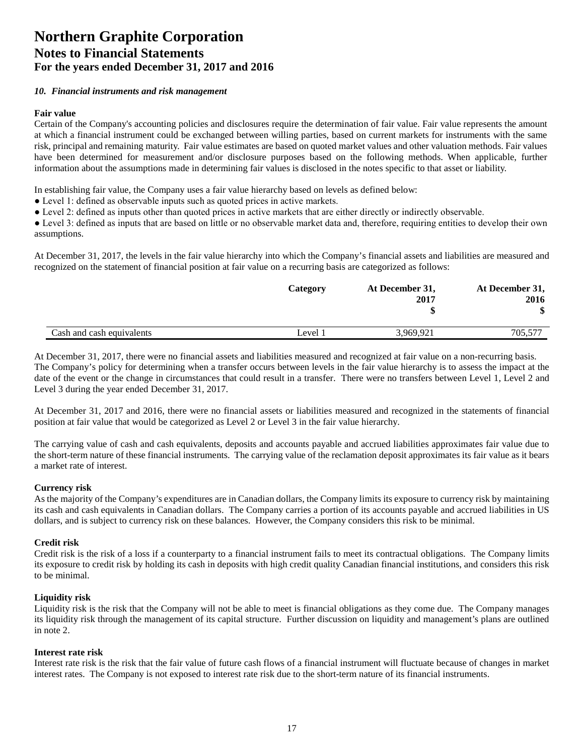# Northern Graphite Corporation
## Notes to Financial Statements
### For the years ended December 31, 2017 and 2016

#### *10. Financial instruments and risk management*

**Fair value**

Certain of the Company's accounting policies and disclosures require the determination of fair value. Fair value represents the amount at which a financial instrument could be exchanged between willing parties, based on current markets for instruments with the same risk, principal and remaining maturity. Fair value estimates are based on quoted market values and other valuation methods. Fair values have been determined for measurement and/or disclosure purposes based on the following methods. When applicable, further information about the assumptions made in determining fair values is disclosed in the notes specific to that asset or liability.

In establishing fair value, the Company uses a fair value hierarchy based on levels as defined below:

- Level 1: defined as observable inputs such as quoted prices in active markets.
- Level 2: defined as inputs other than quoted prices in active markets that are either directly or indirectly observable.
- Level 3: defined as inputs that are based on little or no observable market data and, therefore, requiring entities to develop their own assumptions.

At December 31, 2017, the levels in the fair value hierarchy into which the Company's financial assets and liabilities are measured and recognized on the statement of financial position at fair value on a recurring basis are categorized as follows:

| | Category | At December 31, 2017 $ | At December 31, 2016 $ |
|---|---|---|---|
| Cash and cash equivalents | Level 1 | 3,969,921 | 705,577 |

At December 31, 2017, there were no financial assets and liabilities measured and recognized at fair value on a non-recurring basis. The Company's policy for determining when a transfer occurs between levels in the fair value hierarchy is to assess the impact at the date of the event or the change in circumstances that could result in a transfer. There were no transfers between Level 1, Level 2 and Level 3 during the year ended December 31, 2017.

At December 31, 2017 and 2016, there were no financial assets or liabilities measured and recognized in the statements of financial position at fair value that would be categorized as Level 2 or Level 3 in the fair value hierarchy.

The carrying value of cash and cash equivalents, deposits and accounts payable and accrued liabilities approximates fair value due to the short-term nature of these financial instruments. The carrying value of the reclamation deposit approximates its fair value as it bears a market rate of interest.

**Currency risk**

As the majority of the Company's expenditures are in Canadian dollars, the Company limits its exposure to currency risk by maintaining its cash and cash equivalents in Canadian dollars. The Company carries a portion of its accounts payable and accrued liabilities in US dollars, and is subject to currency risk on these balances. However, the Company considers this risk to be minimal.

**Credit risk**

Credit risk is the risk of a loss if a counterparty to a financial instrument fails to meet its contractual obligations. The Company limits its exposure to credit risk by holding its cash in deposits with high credit quality Canadian financial institutions, and considers this risk to be minimal.

**Liquidity risk**

Liquidity risk is the risk that the Company will not be able to meet is financial obligations as they come due. The Company manages its liquidity risk through the management of its capital structure. Further discussion on liquidity and management's plans are outlined in note 2.

**Interest rate risk**

Interest rate risk is the risk that the fair value of future cash flows of a financial instrument will fluctuate because of changes in market interest rates. The Company is not exposed to interest rate risk due to the short-term nature of its financial instruments.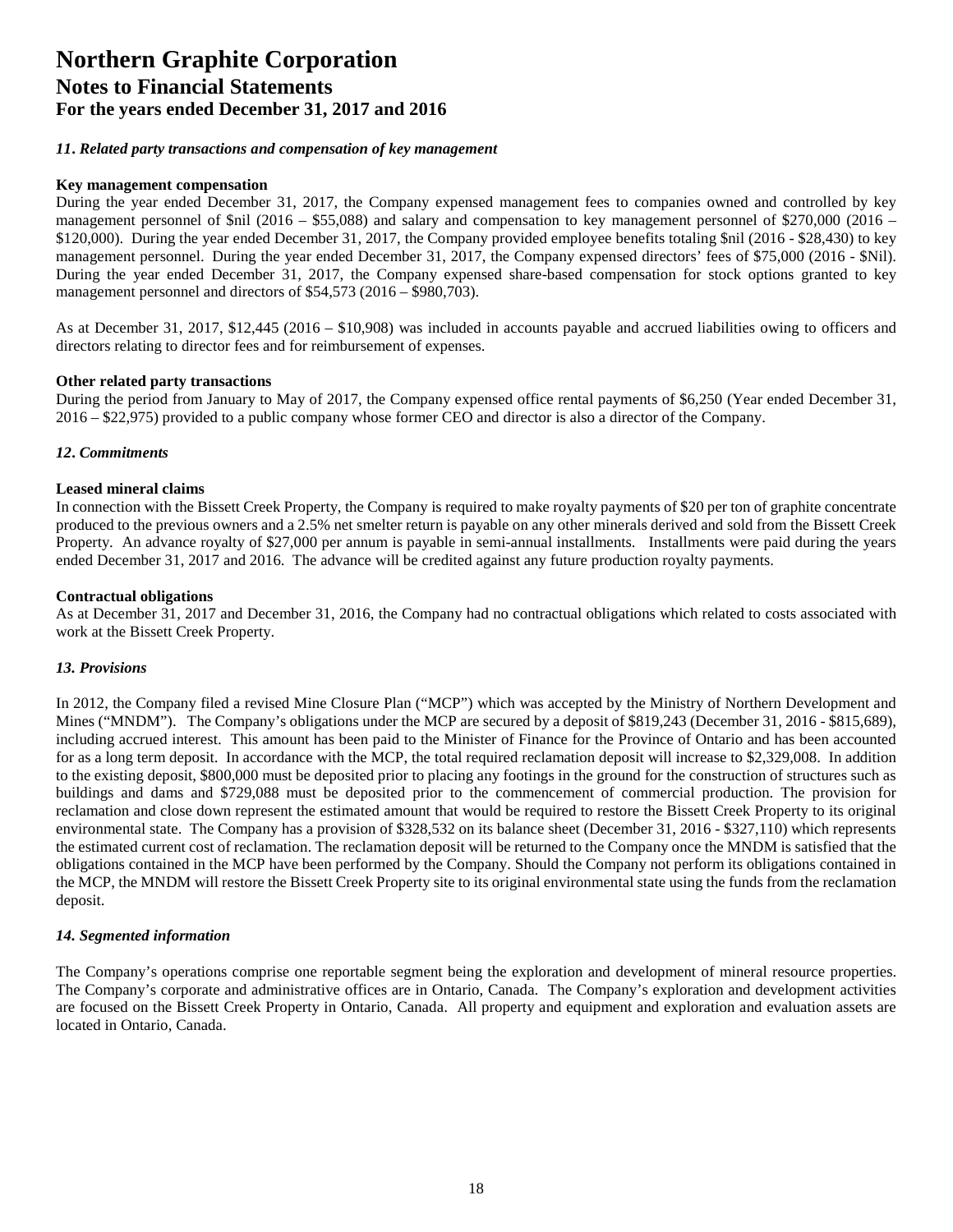# Northern Graphite Corporation
## Notes to Financial Statements
### For the years ended December 31, 2017 and 2016

#### *11. Related party transactions and compensation of key management*

**Key management compensation**

During the year ended December 31, 2017, the Company expensed management fees to companies owned and controlled by key management personnel of $nil (2016 – $55,088) and salary and compensation to key management personnel of $270,000 (2016 – $120,000). During the year ended December 31, 2017, the Company provided employee benefits totaling $nil (2016 - $28,430) to key management personnel. During the year ended December 31, 2017, the Company expensed directors' fees of $75,000 (2016 - $Nil). During the year ended December 31, 2017, the Company expensed share-based compensation for stock options granted to key management personnel and directors of $54,573 (2016 – $980,703).

As at December 31, 2017, $12,445 (2016 – $10,908) was included in accounts payable and accrued liabilities owing to officers and directors relating to director fees and for reimbursement of expenses.

**Other related party transactions**

During the period from January to May of 2017, the Company expensed office rental payments of $6,250 (Year ended December 31, 2016 – $22,975) provided to a public company whose former CEO and director is also a director of the Company.

#### *12. Commitments*

**Leased mineral claims**

In connection with the Bissett Creek Property, the Company is required to make royalty payments of $20 per ton of graphite concentrate produced to the previous owners and a 2.5% net smelter return is payable on any other minerals derived and sold from the Bissett Creek Property. An advance royalty of $27,000 per annum is payable in semi-annual installments. Installments were paid during the years ended December 31, 2017 and 2016. The advance will be credited against any future production royalty payments.

**Contractual obligations**

As at December 31, 2017 and December 31, 2016, the Company had no contractual obligations which related to costs associated with work at the Bissett Creek Property.

#### *13. Provisions*

In 2012, the Company filed a revised Mine Closure Plan ("MCP") which was accepted by the Ministry of Northern Development and Mines ("MNDM"). The Company's obligations under the MCP are secured by a deposit of $819,243 (December 31, 2016 - $815,689), including accrued interest. This amount has been paid to the Minister of Finance for the Province of Ontario and has been accounted for as a long term deposit. In accordance with the MCP, the total required reclamation deposit will increase to $2,329,008. In addition to the existing deposit, $800,000 must be deposited prior to placing any footings in the ground for the construction of structures such as buildings and dams and $729,088 must be deposited prior to the commencement of commercial production. The provision for reclamation and close down represent the estimated amount that would be required to restore the Bissett Creek Property to its original environmental state. The Company has a provision of $328,532 on its balance sheet (December 31, 2016 - $327,110) which represents the estimated current cost of reclamation. The reclamation deposit will be returned to the Company once the MNDM is satisfied that the obligations contained in the MCP have been performed by the Company. Should the Company not perform its obligations contained in the MCP, the MNDM will restore the Bissett Creek Property site to its original environmental state using the funds from the reclamation deposit.

#### *14. Segmented information*

The Company's operations comprise one reportable segment being the exploration and development of mineral resource properties. The Company's corporate and administrative offices are in Ontario, Canada. The Company's exploration and development activities are focused on the Bissett Creek Property in Ontario, Canada. All property and equipment and exploration and evaluation assets are located in Ontario, Canada.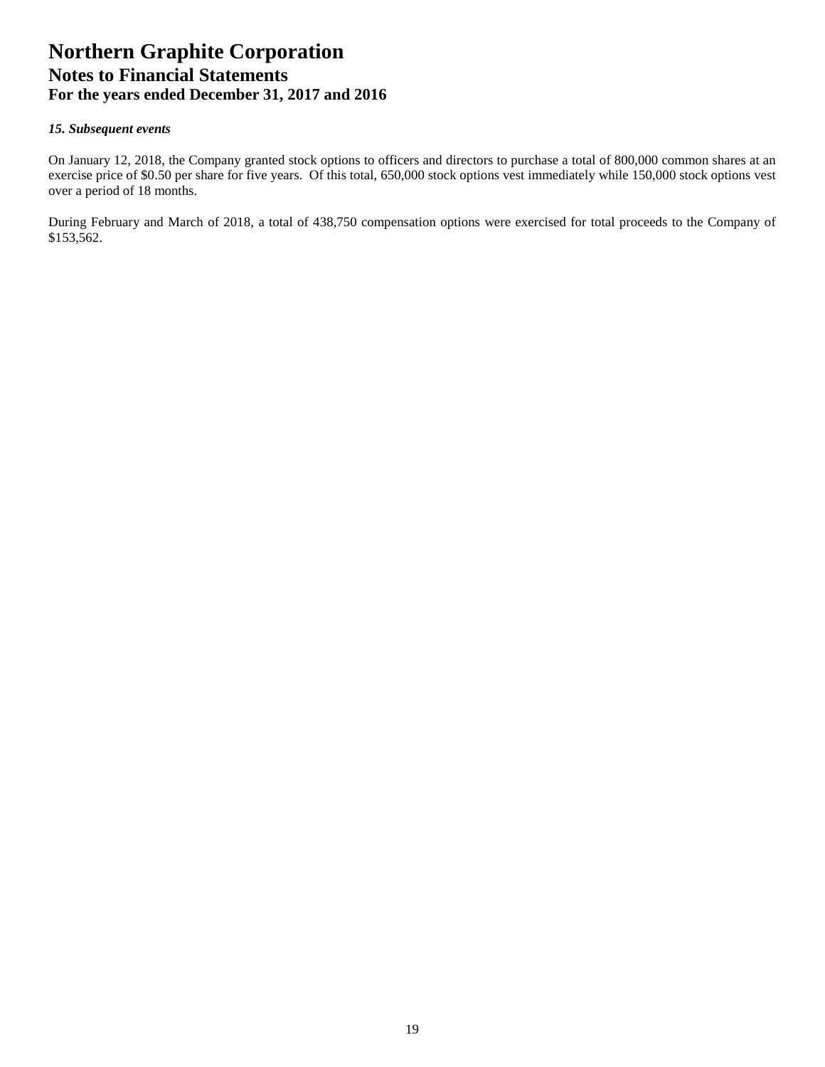# Northern Graphite Corporation
## Notes to Financial Statements
### For the years ended December 31, 2017 and 2016

***15. Subsequent events***

On January 12, 2018, the Company granted stock options to officers and directors to purchase a total of 800,000 common shares at an exercise price of $0.50 per share for five years. Of this total, 650,000 stock options vest immediately while 150,000 stock options vest over a period of 18 months.

During February and March of 2018, a total of 438,750 compensation options were exercised for total proceeds to the Company of $153,562.